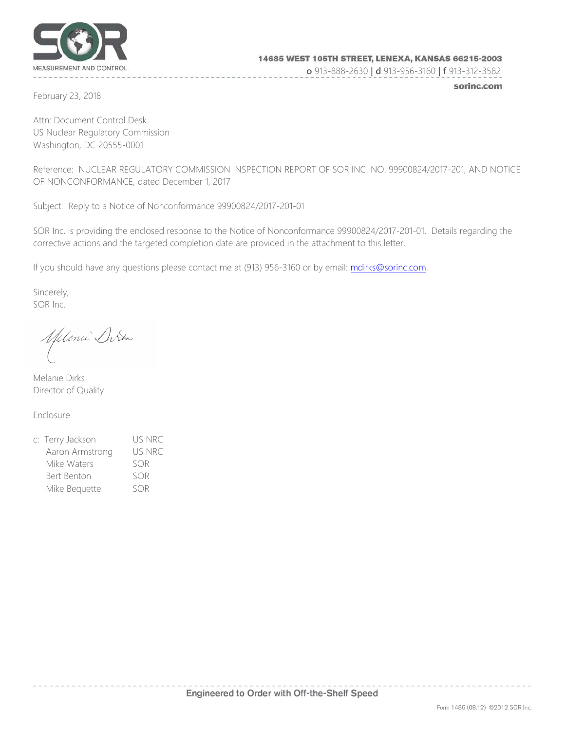SOR
MEASUREMENT AND CONTROL

**14685 WEST 105TH STREET, LENEXA, KANSAS 66215-2003**
**o** 913-888-2630 | **d** 913-956-3160 | **f** 913-312-3582
**sorinc.com**

February 23, 2018

Attn: Document Control Desk
US Nuclear Regulatory Commission
Washington, DC 20555-0001

Reference: NUCLEAR REGULATORY COMMISSION INSPECTION REPORT OF SOR INC. NO. 99900824/2017-201, AND NOTICE OF NONCONFORMANCE, dated December 1, 2017

Subject: Reply to a Notice of Nonconformance 99900824/2017-201-01

SOR Inc. is providing the enclosed response to the Notice of Nonconformance 99900824/2017-201-01. Details regarding the corrective actions and the targeted completion date are provided in the attachment to this letter.

If you should have any questions please contact me at (913) 956-3160 or by email: mdirks@sorinc.com.

Sincerely,
SOR Inc.

Melanie Dirks
Director of Quality

Enclosure

| c: | | |
|---|---|---|
| | Terry Jackson | US NRC |
| | Aaron Armstrong | US NRC |
| | Mike Waters | SOR |
| | Bert Benton | SOR |
| | Mike Bequette | SOR |

Engineered to Order with Off-the-Shelf Speed

Form 1486 (08.12) ©2012 SOR Inc.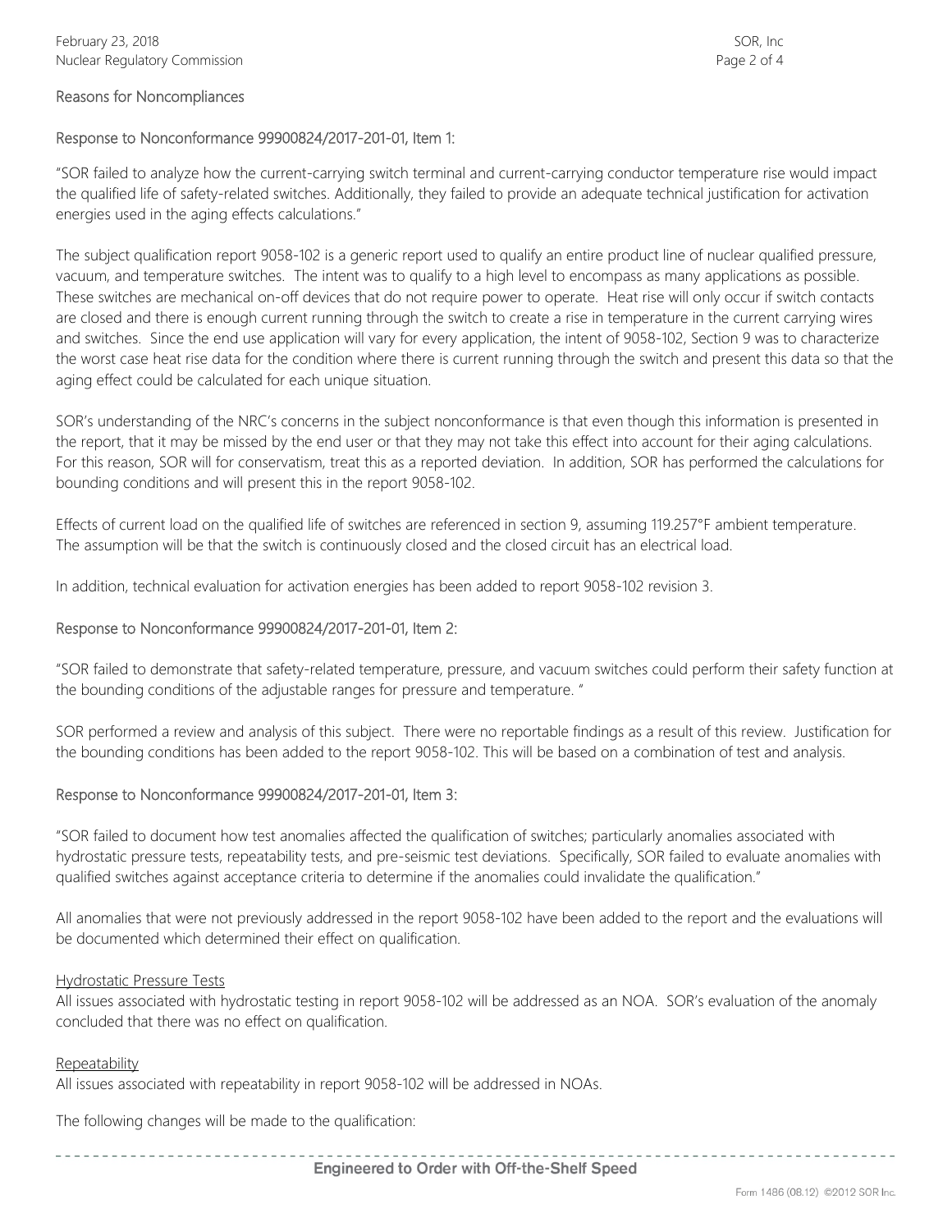Reasons for Noncompliances

Response to Nonconformance 99900824/2017-201-01, Item 1:

"SOR failed to analyze how the current-carrying switch terminal and current-carrying conductor temperature rise would impact the qualified life of safety-related switches. Additionally, they failed to provide an adequate technical justification for activation energies used in the aging effects calculations."

The subject qualification report 9058-102 is a generic report used to qualify an entire product line of nuclear qualified pressure, vacuum, and temperature switches. The intent was to qualify to a high level to encompass as many applications as possible. These switches are mechanical on-off devices that do not require power to operate. Heat rise will only occur if switch contacts are closed and there is enough current running through the switch to create a rise in temperature in the current carrying wires and switches. Since the end use application will vary for every application, the intent of 9058-102, Section 9 was to characterize the worst case heat rise data for the condition where there is current running through the switch and present this data so that the aging effect could be calculated for each unique situation.

SOR's understanding of the NRC's concerns in the subject nonconformance is that even though this information is presented in the report, that it may be missed by the end user or that they may not take this effect into account for their aging calculations. For this reason, SOR will for conservatism, treat this as a reported deviation. In addition, SOR has performed the calculations for bounding conditions and will present this in the report 9058-102.

Effects of current load on the qualified life of switches are referenced in section 9, assuming 119.257°F ambient temperature. The assumption will be that the switch is continuously closed and the closed circuit has an electrical load.

In addition, technical evaluation for activation energies has been added to report 9058-102 revision 3.

Response to Nonconformance 99900824/2017-201-01, Item 2:

"SOR failed to demonstrate that safety-related temperature, pressure, and vacuum switches could perform their safety function at the bounding conditions of the adjustable ranges for pressure and temperature. "

SOR performed a review and analysis of this subject. There were no reportable findings as a result of this review. Justification for the bounding conditions has been added to the report 9058-102. This will be based on a combination of test and analysis.

Response to Nonconformance 99900824/2017-201-01, Item 3:

"SOR failed to document how test anomalies affected the qualification of switches; particularly anomalies associated with hydrostatic pressure tests, repeatability tests, and pre-seismic test deviations. Specifically, SOR failed to evaluate anomalies with qualified switches against acceptance criteria to determine if the anomalies could invalidate the qualification."

All anomalies that were not previously addressed in the report 9058-102 have been added to the report and the evaluations will be documented which determined their effect on qualification.

Hydrostatic Pressure Tests

All issues associated with hydrostatic testing in report 9058-102 will be addressed as an NOA. SOR's evaluation of the anomaly concluded that there was no effect on qualification.

Repeatability

All issues associated with repeatability in report 9058-102 will be addressed in NOAs.

The following changes will be made to the qualification: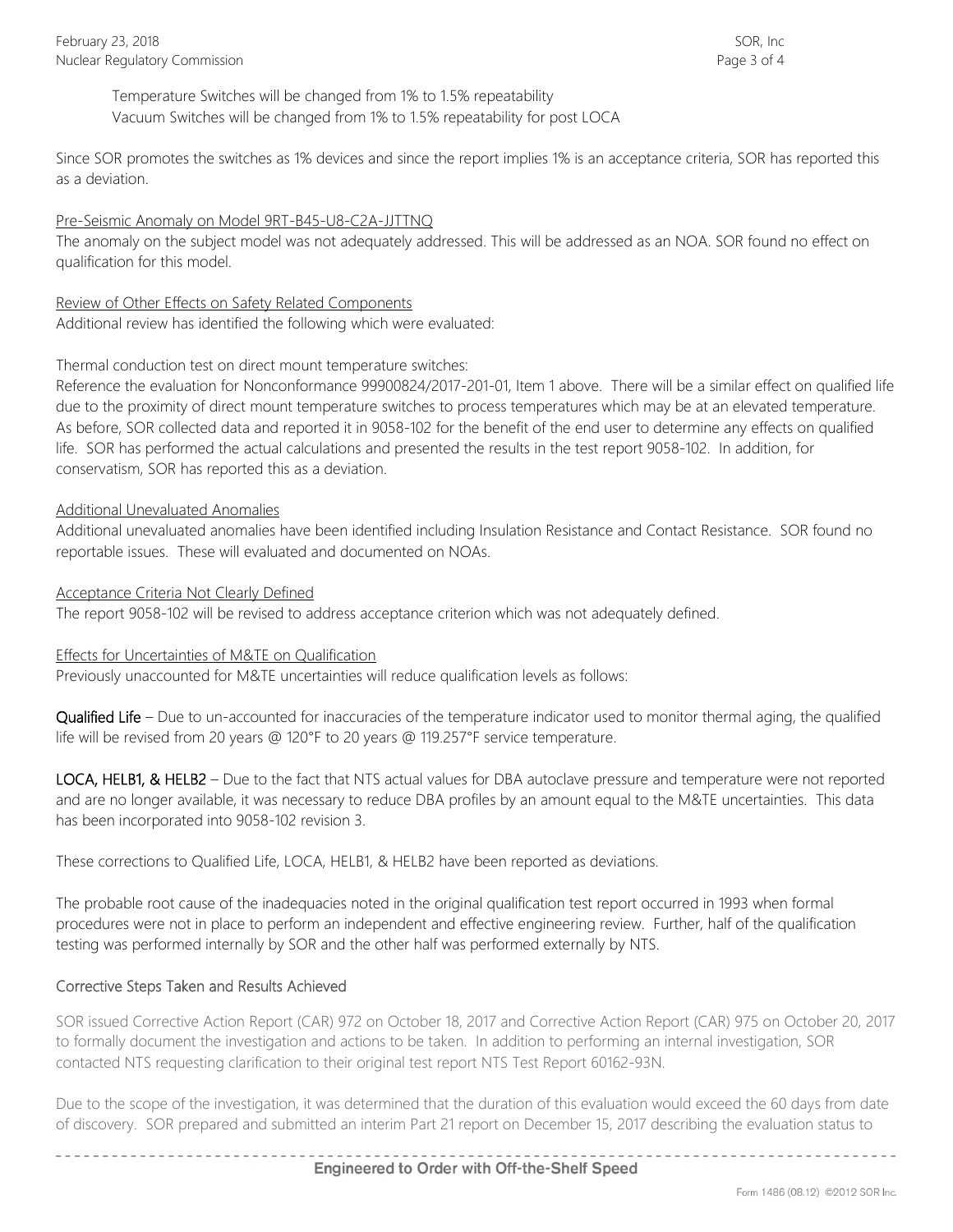Temperature Switches will be changed from 1% to 1.5% repeatability
Vacuum Switches will be changed from 1% to 1.5% repeatability for post LOCA

Since SOR promotes the switches as 1% devices and since the report implies 1% is an acceptance criteria, SOR has reported this as a deviation.

Pre-Seismic Anomaly on Model 9RT-B45-U8-C2A-JJTTNQ

The anomaly on the subject model was not adequately addressed. This will be addressed as an NOA. SOR found no effect on qualification for this model.

Review of Other Effects on Safety Related Components

Additional review has identified the following which were evaluated:

Thermal conduction test on direct mount temperature switches:
Reference the evaluation for Nonconformance 99900824/2017-201-01, Item 1 above. There will be a similar effect on qualified life due to the proximity of direct mount temperature switches to process temperatures which may be at an elevated temperature. As before, SOR collected data and reported it in 9058-102 for the benefit of the end user to determine any effects on qualified life. SOR has performed the actual calculations and presented the results in the test report 9058-102. In addition, for conservatism, SOR has reported this as a deviation.

Additional Unevaluated Anomalies

Additional unevaluated anomalies have been identified including Insulation Resistance and Contact Resistance. SOR found no reportable issues. These will evaluated and documented on NOAs.

Acceptance Criteria Not Clearly Defined

The report 9058-102 will be revised to address acceptance criterion which was not adequately defined.

Effects for Uncertainties of M&TE on Qualification

Previously unaccounted for M&TE uncertainties will reduce qualification levels as follows:

**Qualified Life** – Due to un-accounted for inaccuracies of the temperature indicator used to monitor thermal aging, the qualified life will be revised from 20 years @ 120°F to 20 years @ 119.257°F service temperature.

**LOCA, HELB1, & HELB2** – Due to the fact that NTS actual values for DBA autoclave pressure and temperature were not reported and are no longer available, it was necessary to reduce DBA profiles by an amount equal to the M&TE uncertainties. This data has been incorporated into 9058-102 revision 3.

These corrections to Qualified Life, LOCA, HELB1, & HELB2 have been reported as deviations.

The probable root cause of the inadequacies noted in the original qualification test report occurred in 1993 when formal procedures were not in place to perform an independent and effective engineering review. Further, half of the qualification testing was performed internally by SOR and the other half was performed externally by NTS.

## Corrective Steps Taken and Results Achieved

SOR issued Corrective Action Report (CAR) 972 on October 18, 2017 and Corrective Action Report (CAR) 975 on October 20, 2017 to formally document the investigation and actions to be taken. In addition to performing an internal investigation, SOR contacted NTS requesting clarification to their original test report NTS Test Report 60162-93N.

Due to the scope of the investigation, it was determined that the duration of this evaluation would exceed the 60 days from date of discovery. SOR prepared and submitted an interim Part 21 report on December 15, 2017 describing the evaluation status to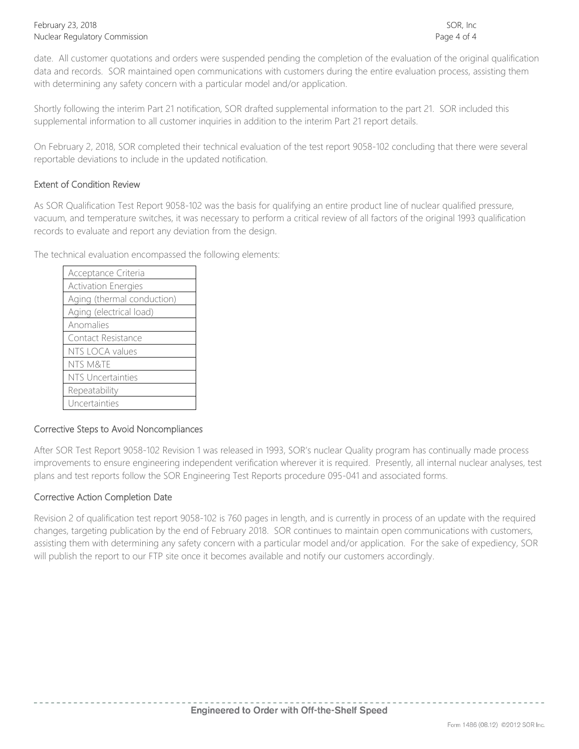date. All customer quotations and orders were suspended pending the completion of the evaluation of the original qualification data and records. SOR maintained open communications with customers during the entire evaluation process, assisting them with determining any safety concern with a particular model and/or application.

Shortly following the interim Part 21 notification, SOR drafted supplemental information to the part 21. SOR included this supplemental information to all customer inquiries in addition to the interim Part 21 report details.

On February 2, 2018, SOR completed their technical evaluation of the test report 9058-102 concluding that there were several reportable deviations to include in the updated notification.

### Extent of Condition Review

As SOR Qualification Test Report 9058-102 was the basis for qualifying an entire product line of nuclear qualified pressure, vacuum, and temperature switches, it was necessary to perform a critical review of all factors of the original 1993 qualification records to evaluate and report any deviation from the design.

The technical evaluation encompassed the following elements:

| |
|---|
| Acceptance Criteria |
| Activation Energies |
| Aging (thermal conduction) |
| Aging (electrical load) |
| Anomalies |
| Contact Resistance |
| NTS LOCA values |
| NTS M&TE |
| NTS Uncertainties |
| Repeatability |
| Uncertainties |

### Corrective Steps to Avoid Noncompliances

After SOR Test Report 9058-102 Revision 1 was released in 1993, SOR's nuclear Quality program has continually made process improvements to ensure engineering independent verification wherever it is required. Presently, all internal nuclear analyses, test plans and test reports follow the SOR Engineering Test Reports procedure 095-041 and associated forms.

### Corrective Action Completion Date

Revision 2 of qualification test report 9058-102 is 760 pages in length, and is currently in process of an update with the required changes, targeting publication by the end of February 2018. SOR continues to maintain open communications with customers, assisting them with determining any safety concern with a particular model and/or application. For the sake of expediency, SOR will publish the report to our FTP site once it becomes available and notify our customers accordingly.